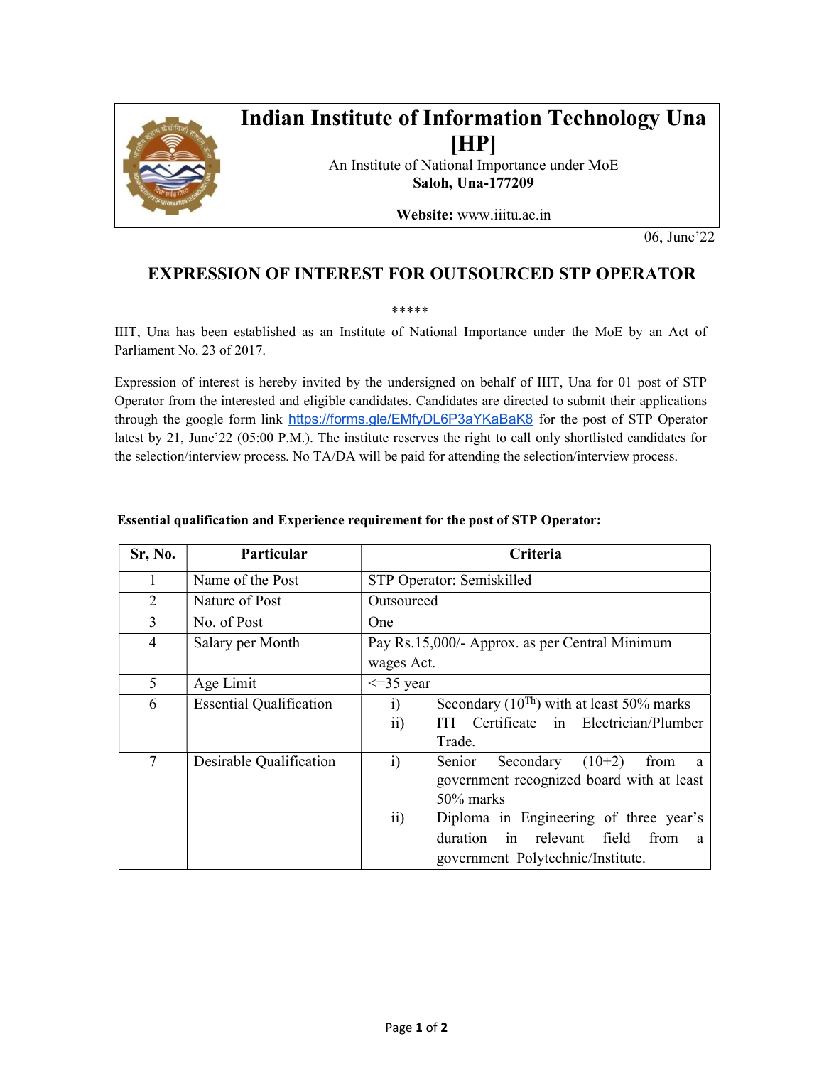# Indian Institute of Information Technology Una [HP]

An Institute of National Importance under MoE

**Saloh, Una-177209**

**Website:** www.iiitu.ac.in

06, June'22

## EXPRESSION OF INTEREST FOR OUTSOURCED STP OPERATOR

*****

IIIT, Una has been established as an Institute of National Importance under the MoE by an Act of Parliament No. 23 of 2017.

Expression of interest is hereby invited by the undersigned on behalf of IIIT, Una for 01 post of STP Operator from the interested and eligible candidates. Candidates are directed to submit their applications through the google form link https://forms.gle/EMfyDL6P3aYKaBaK8 for the post of STP Operator latest by 21, June'22 (05:00 P.M.). The institute reserves the right to call only shortlisted candidates for the selection/interview process. No TA/DA will be paid for attending the selection/interview process.

**Essential qualification and Experience requirement for the post of STP Operator:**

| Sr, No. | Particular | Criteria |
| --- | --- | --- |
| 1 | Name of the Post | STP Operator: Semiskilled |
| 2 | Nature of Post | Outsourced |
| 3 | No. of Post | One |
| 4 | Salary per Month | Pay Rs.15,000/- Approx. as per Central Minimum wages Act. |
| 5 | Age Limit | <=35 year |
| 6 | Essential Qualification | i) Secondary (10$^{Th}$) with at least 50% marks<br>ii) ITI Certificate in Electrician/Plumber Trade. |
| 7 | Desirable Qualification | i) Senior Secondary (10+2) from a government recognized board with at least 50% marks<br>ii) Diploma in Engineering of three year's duration in relevant field from a government Polytechnic/Institute. |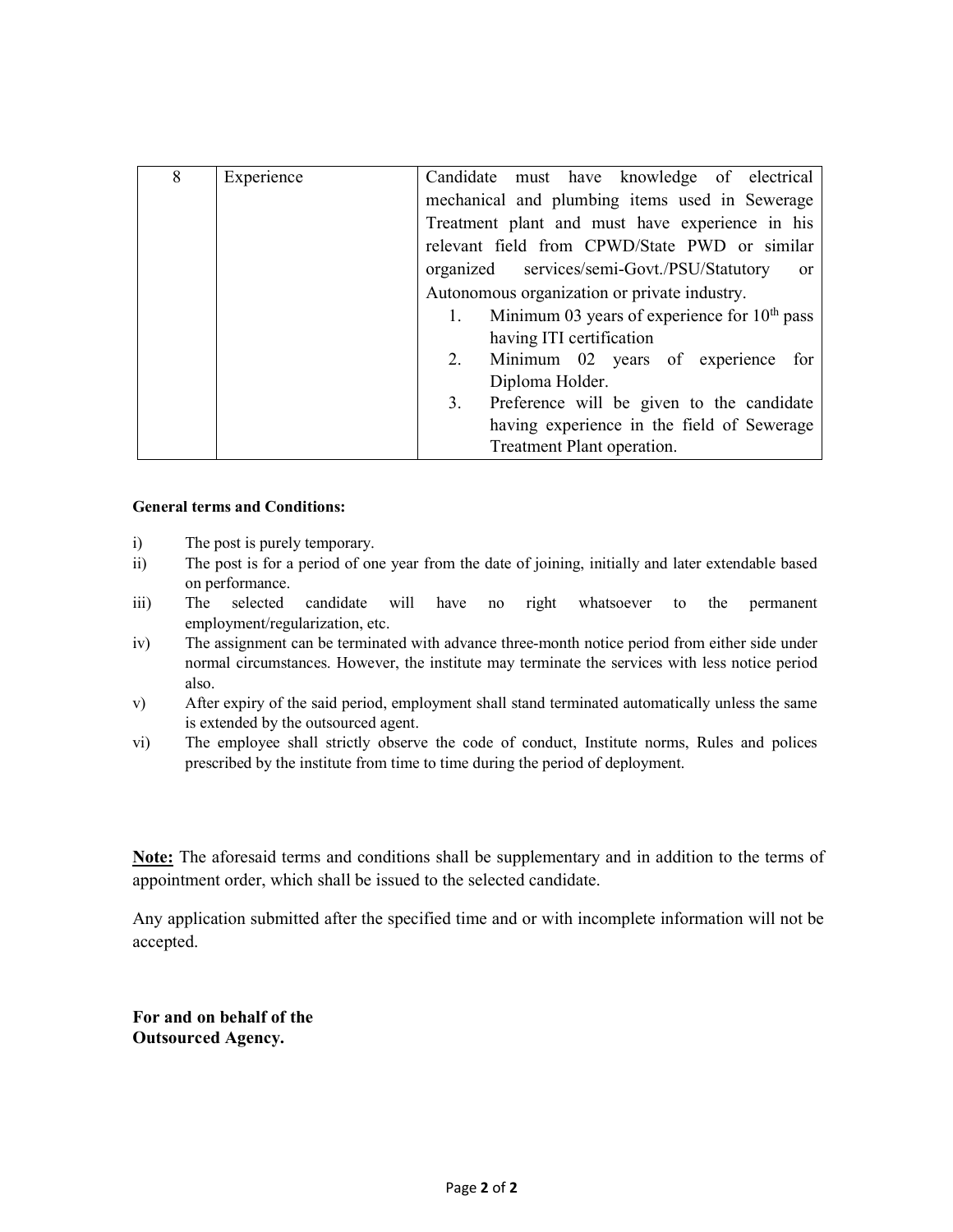| | | |
|---|---|---|
| 8 | Experience | Candidate must have knowledge of electrical mechanical and plumbing items used in Sewerage Treatment plant and must have experience in his relevant field from CPWD/State PWD or similar organized services/semi-Govt./PSU/Statutory or Autonomous organization or private industry.<br>1. Minimum 03 years of experience for 10th pass having ITI certification<br>2. Minimum 02 years of experience for Diploma Holder.<br>3. Preference will be given to the candidate having experience in the field of Sewerage Treatment Plant operation. |

**General terms and Conditions:**

i) The post is purely temporary.

ii) The post is for a period of one year from the date of joining, initially and later extendable based on performance.

iii) The selected candidate will have no right whatsoever to the permanent employment/regularization, etc.

iv) The assignment can be terminated with advance three-month notice period from either side under normal circumstances. However, the institute may terminate the services with less notice period also.

v) After expiry of the said period, employment shall stand terminated automatically unless the same is extended by the outsourced agent.

vi) The employee shall strictly observe the code of conduct, Institute norms, Rules and polices prescribed by the institute from time to time during the period of deployment.

<u>**Note:**</u> The aforesaid terms and conditions shall be supplementary and in addition to the terms of appointment order, which shall be issued to the selected candidate.

Any application submitted after the specified time and or with incomplete information will not be accepted.

**For and on behalf of the**
**Outsourced Agency.**